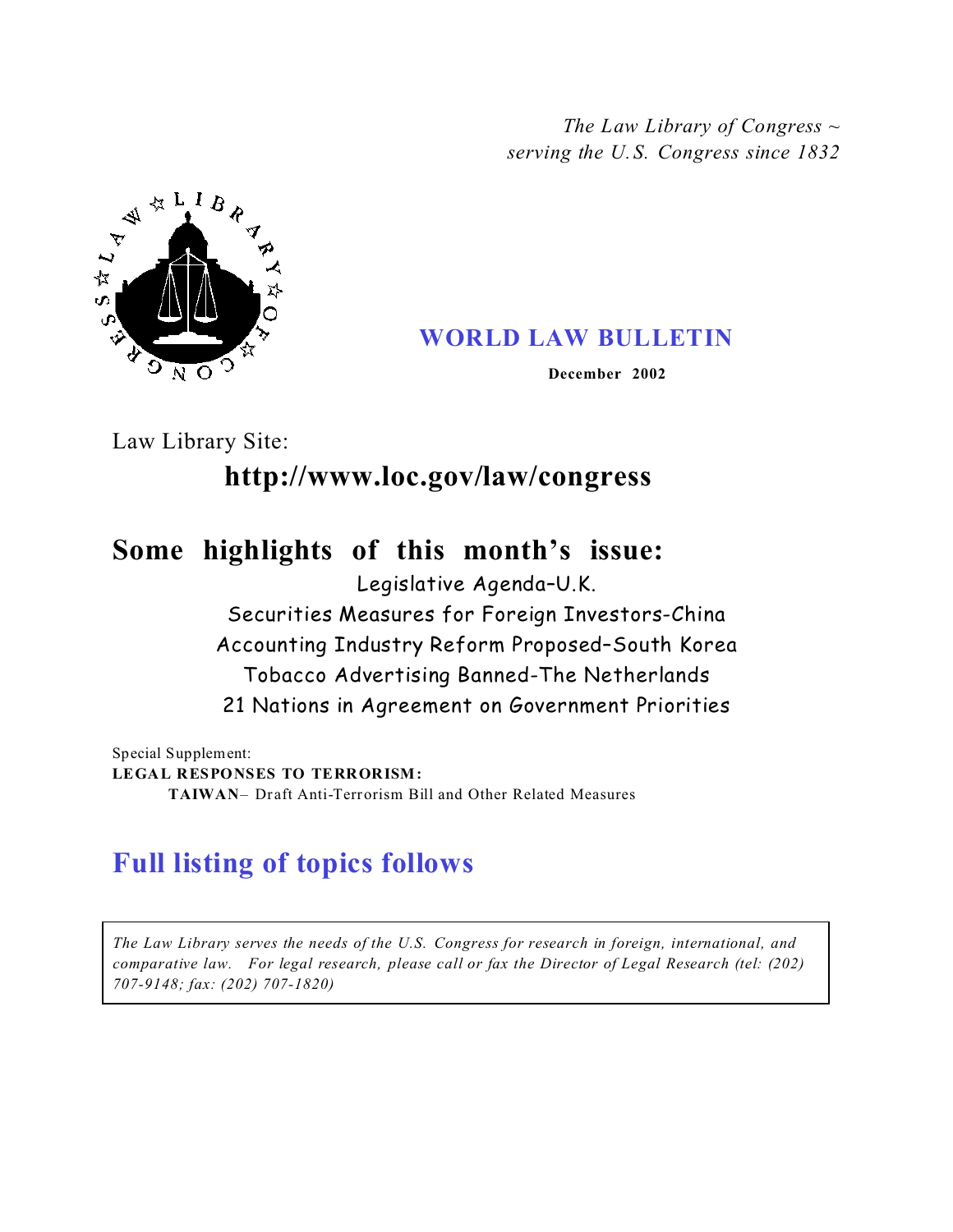*The Law Library of Congress ~*
*serving the U.S. Congress since 1832*

# WORLD LAW BULLETIN

**December 2002**

Law Library Site:

## http://www.loc.gov/law/congress

## Some highlights of this month's issue:

Legislative Agenda–U.K.

Securities Measures for Foreign Investors-China

Accounting Industry Reform Proposed–South Korea

Tobacco Advertising Banned-The Netherlands

21 Nations in Agreement on Government Priorities

Special Supplement:

**LEGAL RESPONSES TO TERRORISM:**

**TAIWAN**– Draft Anti-Terrorism Bill and Other Related Measures

## Full listing of topics follows

*The Law Library serves the needs of the U.S. Congress for research in foreign, international, and comparative law. For legal research, please call or fax the Director of Legal Research (tel: (202) 707-9148; fax: (202) 707-1820)*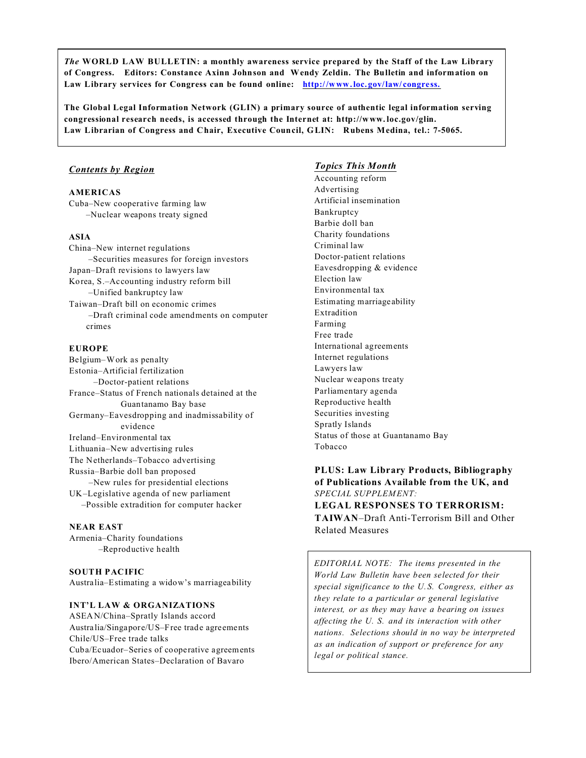***The*** **WORLD LAW BULLETIN: a monthly awareness service prepared by the Staff of the Law Library of Congress. Editors: Constance Axinn Johnson and Wendy Zeldin. The Bulletin and information on Law Library services for Congress can be found online: http://www.loc.gov/law/congress.**

**The Global Legal Information Network (GLIN) a primary source of authentic legal information serving congressional research needs, is accessed through the Internet at: http://www.loc.gov/glin.**
**Law Librarian of Congress and Chair, Executive Council, GLIN: Rubens Medina, tel.: 7-5065.**

***Contents by Region***

**AMERICAS**

Cuba–New cooperative farming law
–Nuclear weapons treaty signed

**ASIA**

China–New internet regulations
–Securities measures for foreign investors
Japan–Draft revisions to lawyers law
Korea, S.–Accounting industry reform bill
–Unified bankruptcy law
Taiwan–Draft bill on economic crimes
–Draft criminal code amendments on computer crimes

**EUROPE**

Belgium–Work as penalty
Estonia–Artificial fertilization
–Doctor-patient relations
France–Status of French nationals detained at the Guantanamo Bay base
Germany–Eavesdropping and inadmissability of evidence
Ireland–Environmental tax
Lithuania–New advertising rules
The Netherlands–Tobacco advertising
Russia–Barbie doll ban proposed
–New rules for presidential elections
UK–Legislative agenda of new parliament
–Possible extradition for computer hacker

**NEAR EAST**

Armenia–Charity foundations
–Reproductive health

**SOUTH PACIFIC**

Australia–Estimating a widow's marriageability

**INT'L LAW & ORGANIZATIONS**

ASEAN/China–Spratly Islands accord
Australia/Singapore/US–Free trade agreements
Chile/US–Free trade talks
Cuba/Ecuador–Series of cooperative agreements
Ibero/American States–Declaration of Bavaro

***Topics This Month***

Accounting reform
Advertising
Artificial insemination
Bankruptcy
Barbie doll ban
Charity foundations
Criminal law
Doctor-patient relations
Eavesdropping & evidence
Election law
Environmental tax
Estimating marriageability
Extradition
Farming
Free trade
International agreements
Internet regulations
Lawyers law
Nuclear weapons treaty
Parliamentary agenda
Reproductive health
Securities investing
Spratly Islands
Status of those at Guantanamo Bay
Tobacco

**PLUS: Law Library Products, Bibliography of Publications Available from the UK, and** *SPECIAL SUPPLEMENT:*
**LEGAL RESPONSES TO TERRORISM:**
**TAIWAN**–Draft Anti-Terrorism Bill and Other Related Measures

*EDITORIAL NOTE: The items presented in the World Law Bulletin have been selected for their special significance to the U.S. Congress, either as they relate to a particular or general legislative interest, or as they may have a bearing on issues affecting the U. S. and its interaction with other nations. Selections should in no way be interpreted as an indication of support or preference for any legal or political stance.*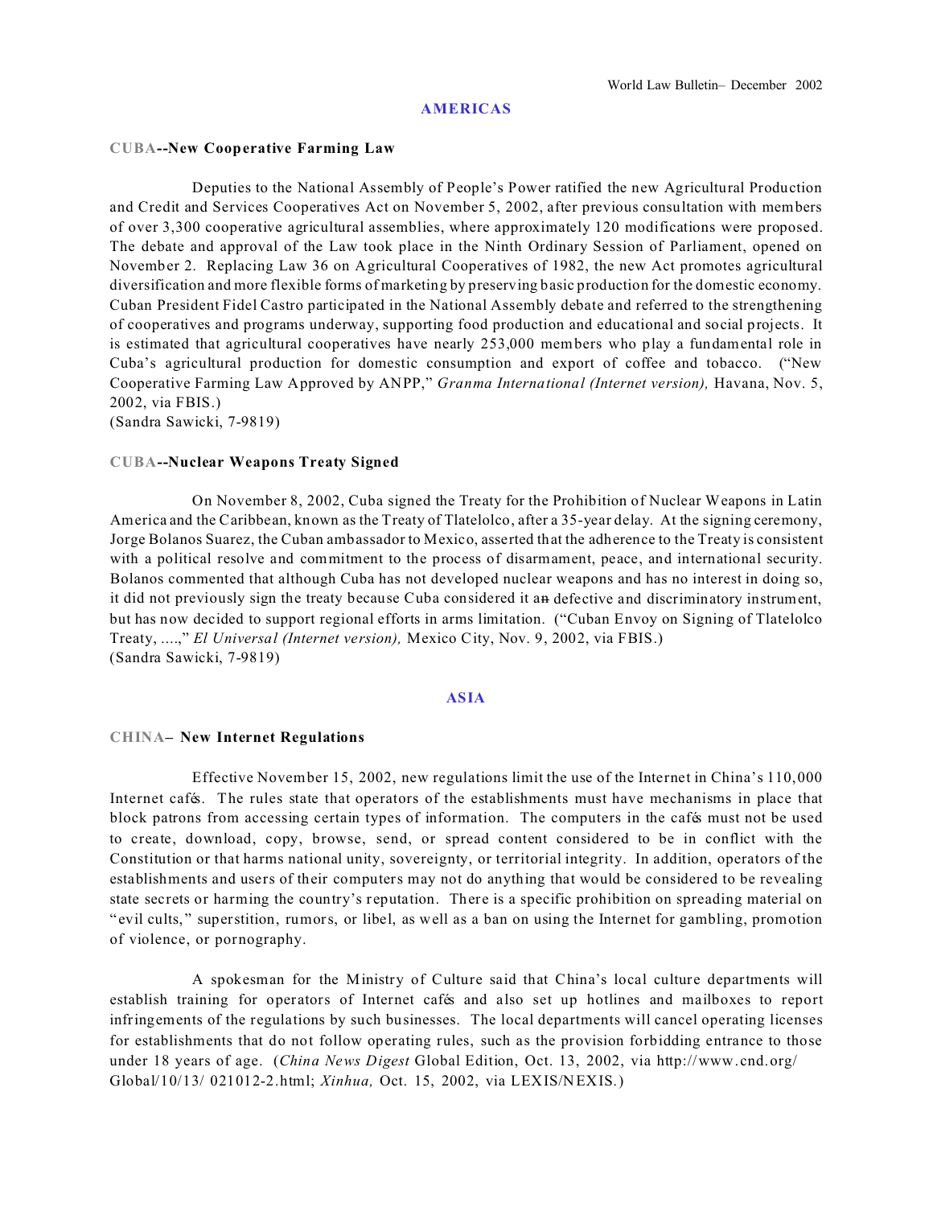## AMERICAS

### CUBA--New Cooperative Farming Law

Deputies to the National Assembly of People's Power ratified the new Agricultural Production and Credit and Services Cooperatives Act on November 5, 2002, after previous consultation with members of over 3,300 cooperative agricultural assemblies, where approximately 120 modifications were proposed. The debate and approval of the Law took place in the Ninth Ordinary Session of Parliament, opened on November 2. Replacing Law 36 on Agricultural Cooperatives of 1982, the new Act promotes agricultural diversification and more flexible forms of marketing by preserving basic production for the domestic economy. Cuban President Fidel Castro participated in the National Assembly debate and referred to the strengthening of cooperatives and programs underway, supporting food production and educational and social projects. It is estimated that agricultural cooperatives have nearly 253,000 members who play a fundamental role in Cuba's agricultural production for domestic consumption and export of coffee and tobacco. ("New Cooperative Farming Law Approved by ANPP," *Granma International (Internet version),* Havana, Nov. 5, 2002, via FBIS.)
(Sandra Sawicki, 7-9819)

### CUBA--Nuclear Weapons Treaty Signed

On November 8, 2002, Cuba signed the Treaty for the Prohibition of Nuclear Weapons in Latin America and the Caribbean, known as the Treaty of Tlatelolco, after a 35-year delay. At the signing ceremony, Jorge Bolanos Suarez, the Cuban ambassador to Mexico, asserted that the adherence to the Treaty is consistent with a political resolve and commitment to the process of disarmament, peace, and international security. Bolanos commented that although Cuba has not developed nuclear weapons and has no interest in doing so, it did not previously sign the treaty because Cuba considered it a defective and discriminatory instrument, but has now decided to support regional efforts in arms limitation. ("Cuban Envoy on Signing of Tlatelolco Treaty, ....," *El Universal (Internet version),* Mexico City, Nov. 9, 2002, via FBIS.)
(Sandra Sawicki, 7-9819)

## ASIA

### CHINA– New Internet Regulations

Effective November 15, 2002, new regulations limit the use of the Internet in China's 110,000 Internet cafés. The rules state that operators of the establishments must have mechanisms in place that block patrons from accessing certain types of information. The computers in the cafés must not be used to create, download, copy, browse, send, or spread content considered to be in conflict with the Constitution or that harms national unity, sovereignty, or territorial integrity. In addition, operators of the establishments and users of their computers may not do anything that would be considered to be revealing state secrets or harming the country's reputation. There is a specific prohibition on spreading material on "evil cults," superstition, rumors, or libel, as well as a ban on using the Internet for gambling, promotion of violence, or pornography.

A spokesman for the Ministry of Culture said that China's local culture departments will establish training for operators of Internet cafés and also set up hotlines and mailboxes to report infringements of the regulations by such businesses. The local departments will cancel operating licenses for establishments that do not follow operating rules, such as the provision forbidding entrance to those under 18 years of age. (*China News Digest* Global Edition, Oct. 13, 2002, via http://www.cnd.org/Global/10/13/021012-2.html; *Xinhua,* Oct. 15, 2002, via LEXIS/NEXIS.)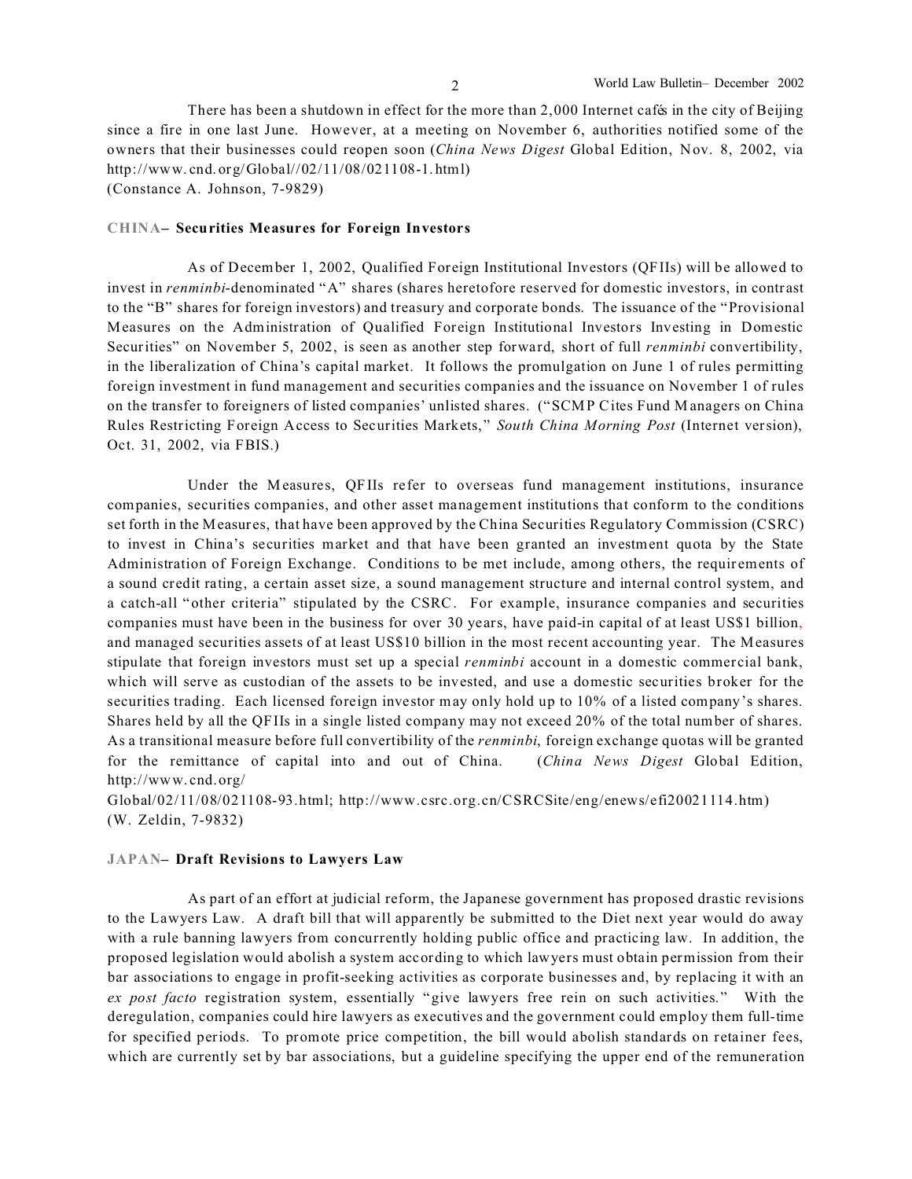There has been a shutdown in effect for the more than 2,000 Internet cafés in the city of Beijing since a fire in one last June. However, at a meeting on November 6, authorities notified some of the owners that their businesses could reopen soon (*China News Digest* Global Edition, Nov. 8, 2002, via http://www.cnd.org/Global//02/11/08/021108-1.html)
(Constance A. Johnson, 7-9829)

### CHINA– Securities Measures for Foreign Investors

As of December 1, 2002, Qualified Foreign Institutional Investors (QFIIs) will be allowed to invest in *renminbi*-denominated "A" shares (shares heretofore reserved for domestic investors, in contrast to the "B" shares for foreign investors) and treasury and corporate bonds. The issuance of the "Provisional Measures on the Administration of Qualified Foreign Institutional Investors Investing in Domestic Securities" on November 5, 2002, is seen as another step forward, short of full *renminbi* convertibility, in the liberalization of China's capital market. It follows the promulgation on June 1 of rules permitting foreign investment in fund management and securities companies and the issuance on November 1 of rules on the transfer to foreigners of listed companies' unlisted shares. ("SCMP Cites Fund Managers on China Rules Restricting Foreign Access to Securities Markets," *South China Morning Post* (Internet version), Oct. 31, 2002, via FBIS.)

Under the Measures, QFIIs refer to overseas fund management institutions, insurance companies, securities companies, and other asset management institutions that conform to the conditions set forth in the Measures, that have been approved by the China Securities Regulatory Commission (CSRC) to invest in China's securities market and that have been granted an investment quota by the State Administration of Foreign Exchange. Conditions to be met include, among others, the requirements of a sound credit rating, a certain asset size, a sound management structure and internal control system, and a catch-all "other criteria" stipulated by the CSRC. For example, insurance companies and securities companies must have been in the business for over 30 years, have paid-in capital of at least US$1 billion, and managed securities assets of at least US$10 billion in the most recent accounting year. The Measures stipulate that foreign investors must set up a special *renminbi* account in a domestic commercial bank, which will serve as custodian of the assets to be invested, and use a domestic securities broker for the securities trading. Each licensed foreign investor may only hold up to 10% of a listed company's shares. Shares held by all the QFIIs in a single listed company may not exceed 20% of the total number of shares. As a transitional measure before full convertibility of the *renminbi*, foreign exchange quotas will be granted for the remittance of capital into and out of China. (*China News Digest* Global Edition, http://www.cnd.org/Global/02/11/08/021108-93.html; http://www.csrc.org.cn/CSRCSite/eng/enews/efi20021114.htm)
(W. Zeldin, 7-9832)

### JAPAN– Draft Revisions to Lawyers Law

As part of an effort at judicial reform, the Japanese government has proposed drastic revisions to the Lawyers Law. A draft bill that will apparently be submitted to the Diet next year would do away with a rule banning lawyers from concurrently holding public office and practicing law. In addition, the proposed legislation would abolish a system according to which lawyers must obtain permission from their bar associations to engage in profit-seeking activities as corporate businesses and, by replacing it with an *ex post facto* registration system, essentially "give lawyers free rein on such activities." With the deregulation, companies could hire lawyers as executives and the government could employ them full-time for specified periods. To promote price competition, the bill would abolish standards on retainer fees, which are currently set by bar associations, but a guideline specifying the upper end of the remuneration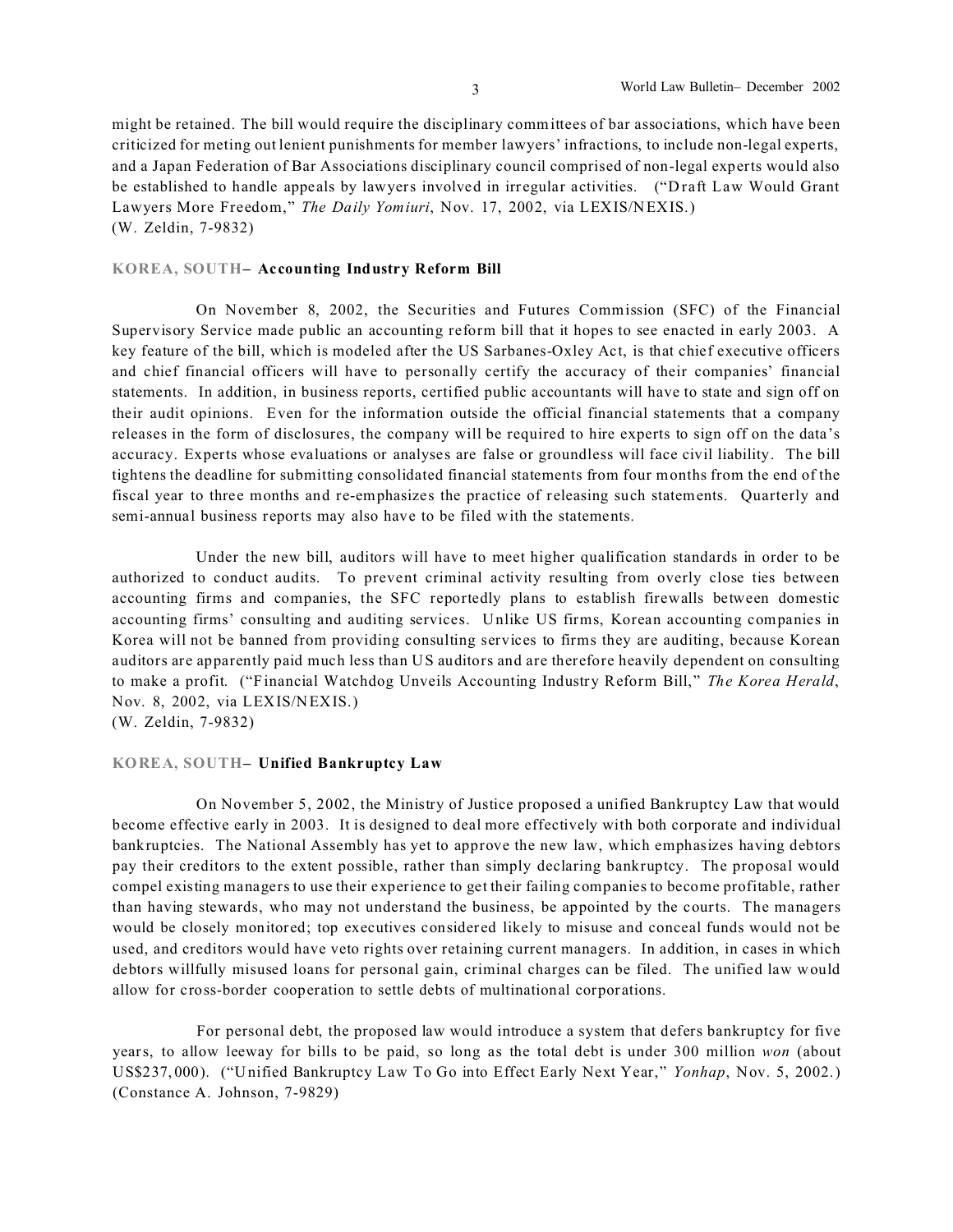might be retained. The bill would require the disciplinary committees of bar associations, which have been criticized for meting out lenient punishments for member lawyers' infractions, to include non-legal experts, and a Japan Federation of Bar Associations disciplinary council comprised of non-legal experts would also be established to handle appeals by lawyers involved in irregular activities. ("Draft Law Would Grant Lawyers More Freedom," *The Daily Yomiuri*, Nov. 17, 2002, via LEXIS/NEXIS.)
(W. Zeldin, 7-9832)

### KOREA, SOUTH– Accounting Industry Reform Bill

On November 8, 2002, the Securities and Futures Commission (SFC) of the Financial Supervisory Service made public an accounting reform bill that it hopes to see enacted in early 2003. A key feature of the bill, which is modeled after the US Sarbanes-Oxley Act, is that chief executive officers and chief financial officers will have to personally certify the accuracy of their companies' financial statements. In addition, in business reports, certified public accountants will have to state and sign off on their audit opinions. Even for the information outside the official financial statements that a company releases in the form of disclosures, the company will be required to hire experts to sign off on the data's accuracy. Experts whose evaluations or analyses are false or groundless will face civil liability. The bill tightens the deadline for submitting consolidated financial statements from four months from the end of the fiscal year to three months and re-emphasizes the practice of releasing such statements. Quarterly and semi-annual business reports may also have to be filed with the statements.

Under the new bill, auditors will have to meet higher qualification standards in order to be authorized to conduct audits. To prevent criminal activity resulting from overly close ties between accounting firms and companies, the SFC reportedly plans to establish firewalls between domestic accounting firms' consulting and auditing services. Unlike US firms, Korean accounting companies in Korea will not be banned from providing consulting services to firms they are auditing, because Korean auditors are apparently paid much less than US auditors and are therefore heavily dependent on consulting to make a profit. ("Financial Watchdog Unveils Accounting Industry Reform Bill," *The Korea Herald*, Nov. 8, 2002, via LEXIS/NEXIS.)
(W. Zeldin, 7-9832)

### KOREA, SOUTH– Unified Bankruptcy Law

On November 5, 2002, the Ministry of Justice proposed a unified Bankruptcy Law that would become effective early in 2003. It is designed to deal more effectively with both corporate and individual bankruptcies. The National Assembly has yet to approve the new law, which emphasizes having debtors pay their creditors to the extent possible, rather than simply declaring bankruptcy. The proposal would compel existing managers to use their experience to get their failing companies to become profitable, rather than having stewards, who may not understand the business, be appointed by the courts. The managers would be closely monitored; top executives considered likely to misuse and conceal funds would not be used, and creditors would have veto rights over retaining current managers. In addition, in cases in which debtors willfully misused loans for personal gain, criminal charges can be filed. The unified law would allow for cross-border cooperation to settle debts of multinational corporations.

For personal debt, the proposed law would introduce a system that defers bankruptcy for five years, to allow leeway for bills to be paid, so long as the total debt is under 300 million *won* (about US$237,000). ("Unified Bankruptcy Law To Go into Effect Early Next Year," *Yonhap*, Nov. 5, 2002.)
(Constance A. Johnson, 7-9829)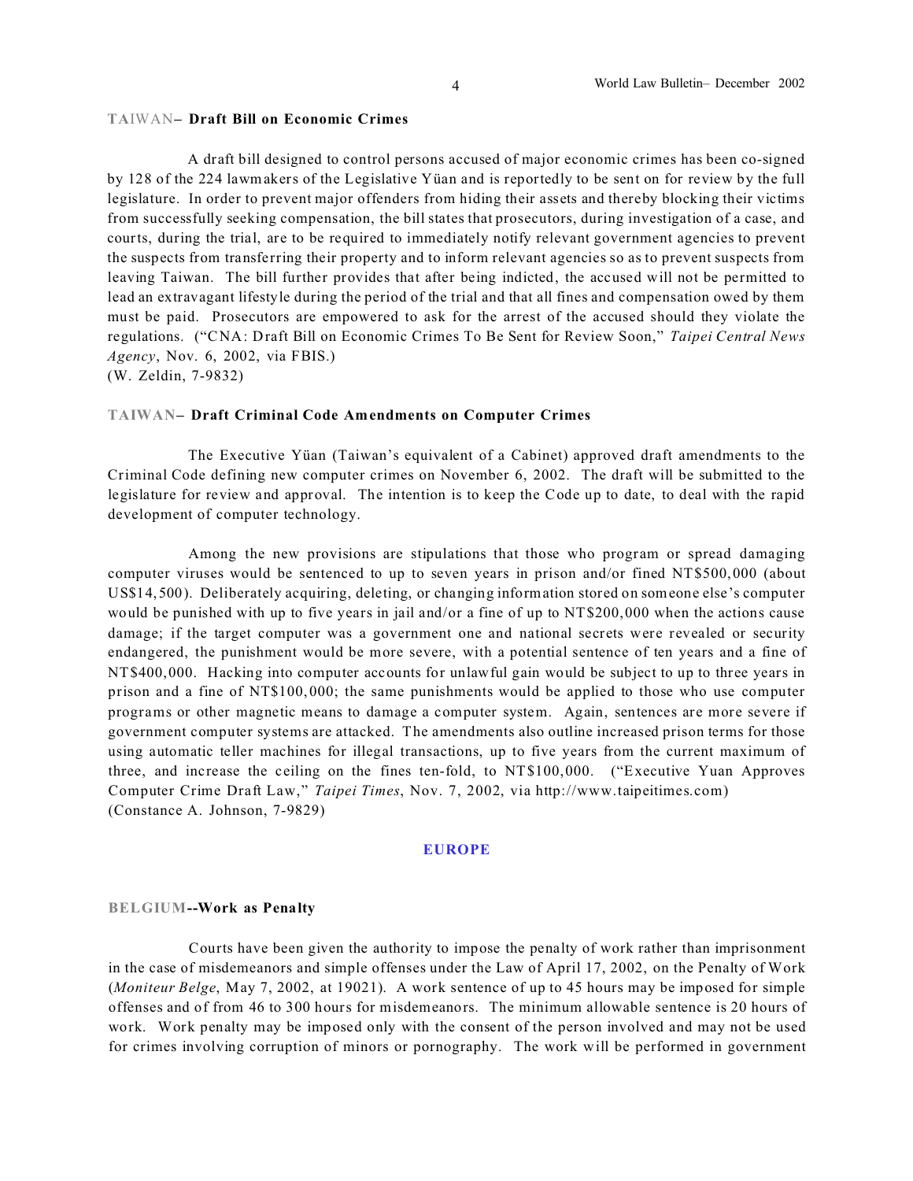### TAIWAN– Draft Bill on Economic Crimes

A draft bill designed to control persons accused of major economic crimes has been co-signed by 128 of the 224 lawmakers of the Legislative Yüan and is reportedly to be sent on for review by the full legislature. In order to prevent major offenders from hiding their assets and thereby blocking their victims from successfully seeking compensation, the bill states that prosecutors, during investigation of a case, and courts, during the trial, are to be required to immediately notify relevant government agencies to prevent the suspects from transferring their property and to inform relevant agencies so as to prevent suspects from leaving Taiwan. The bill further provides that after being indicted, the accused will not be permitted to lead an extravagant lifestyle during the period of the trial and that all fines and compensation owed by them must be paid. Prosecutors are empowered to ask for the arrest of the accused should they violate the regulations. ("CNA: Draft Bill on Economic Crimes To Be Sent for Review Soon," *Taipei Central News Agency*, Nov. 6, 2002, via FBIS.)
(W. Zeldin, 7-9832)

### TAIWAN– Draft Criminal Code Amendments on Computer Crimes

The Executive Yüan (Taiwan's equivalent of a Cabinet) approved draft amendments to the Criminal Code defining new computer crimes on November 6, 2002. The draft will be submitted to the legislature for review and approval. The intention is to keep the Code up to date, to deal with the rapid development of computer technology.

Among the new provisions are stipulations that those who program or spread damaging computer viruses would be sentenced to up to seven years in prison and/or fined NT$500,000 (about US$14,500). Deliberately acquiring, deleting, or changing information stored on someone else's computer would be punished with up to five years in jail and/or a fine of up to NT$200,000 when the actions cause damage; if the target computer was a government one and national secrets were revealed or security endangered, the punishment would be more severe, with a potential sentence of ten years and a fine of NT$400,000. Hacking into computer accounts for unlawful gain would be subject to up to three years in prison and a fine of NT$100,000; the same punishments would be applied to those who use computer programs or other magnetic means to damage a computer system. Again, sentences are more severe if government computer systems are attacked. The amendments also outline increased prison terms for those using automatic teller machines for illegal transactions, up to five years from the current maximum of three, and increase the ceiling on the fines ten-fold, to NT$100,000. ("Executive Yuan Approves Computer Crime Draft Law," *Taipei Times*, Nov. 7, 2002, via http://www.taipeitimes.com)
(Constance A. Johnson, 7-9829)

## EUROPE

### BELGIUM--Work as Penalty

Courts have been given the authority to impose the penalty of work rather than imprisonment in the case of misdemeanors and simple offenses under the Law of April 17, 2002, on the Penalty of Work (*Moniteur Belge*, May 7, 2002, at 19021). A work sentence of up to 45 hours may be imposed for simple offenses and of from 46 to 300 hours for misdemeanors. The minimum allowable sentence is 20 hours of work. Work penalty may be imposed only with the consent of the person involved and may not be used for crimes involving corruption of minors or pornography. The work will be performed in government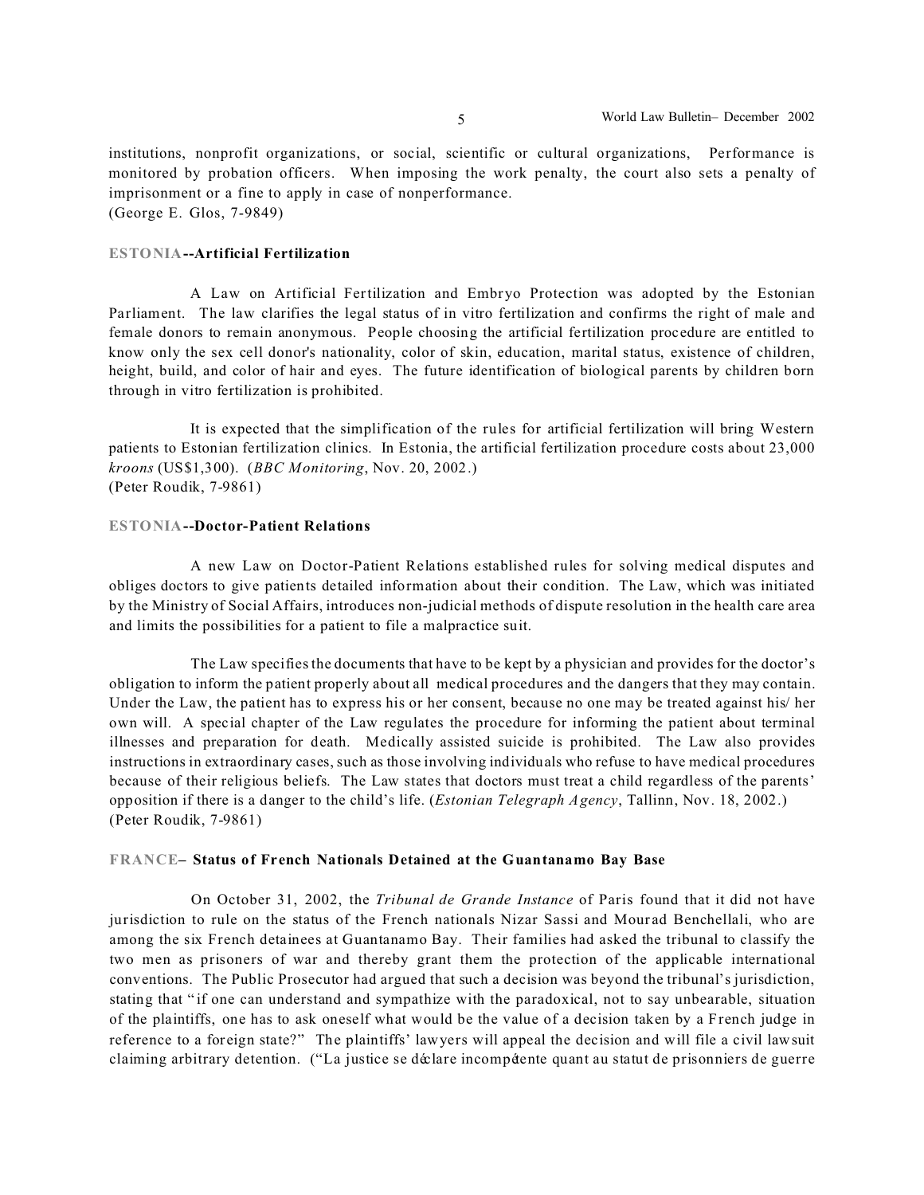institutions, nonprofit organizations, or social, scientific or cultural organizations, Performance is monitored by probation officers. When imposing the work penalty, the court also sets a penalty of imprisonment or a fine to apply in case of nonperformance.
(George E. Glos, 7-9849)

**ESTONIA--Artificial Fertilization**

A Law on Artificial Fertilization and Embryo Protection was adopted by the Estonian Parliament. The law clarifies the legal status of in vitro fertilization and confirms the right of male and female donors to remain anonymous. People choosing the artificial fertilization procedure are entitled to know only the sex cell donor's nationality, color of skin, education, marital status, existence of children, height, build, and color of hair and eyes. The future identification of biological parents by children born through in vitro fertilization is prohibited.

It is expected that the simplification of the rules for artificial fertilization will bring Western patients to Estonian fertilization clinics. In Estonia, the artificial fertilization procedure costs about 23,000 *kroons* (US$1,300). (*BBC Monitoring*, Nov. 20, 2002.)
(Peter Roudik, 7-9861)

**ESTONIA--Doctor-Patient Relations**

A new Law on Doctor-Patient Relations established rules for solving medical disputes and obliges doctors to give patients detailed information about their condition. The Law, which was initiated by the Ministry of Social Affairs, introduces non-judicial methods of dispute resolution in the health care area and limits the possibilities for a patient to file a malpractice suit.

The Law specifies the documents that have to be kept by a physician and provides for the doctor's obligation to inform the patient properly about all medical procedures and the dangers that they may contain. Under the Law, the patient has to express his or her consent, because no one may be treated against his/ her own will. A special chapter of the Law regulates the procedure for informing the patient about terminal illnesses and preparation for death. Medically assisted suicide is prohibited. The Law also provides instructions in extraordinary cases, such as those involving individuals who refuse to have medical procedures because of their religious beliefs. The Law states that doctors must treat a child regardless of the parents' opposition if there is a danger to the child's life. (*Estonian Telegraph Agency*, Tallinn, Nov. 18, 2002.)
(Peter Roudik, 7-9861)

**FRANCE– Status of French Nationals Detained at the Guantanamo Bay Base**

On October 31, 2002, the *Tribunal de Grande Instance* of Paris found that it did not have jurisdiction to rule on the status of the French nationals Nizar Sassi and Mourad Benchellali, who are among the six French detainees at Guantanamo Bay. Their families had asked the tribunal to classify the two men as prisoners of war and thereby grant them the protection of the applicable international conventions. The Public Prosecutor had argued that such a decision was beyond the tribunal's jurisdiction, stating that "if one can understand and sympathize with the paradoxical, not to say unbearable, situation of the plaintiffs, one has to ask oneself what would be the value of a decision taken by a French judge in reference to a foreign state?" The plaintiffs' lawyers will appeal the decision and will file a civil lawsuit claiming arbitrary detention. ("La justice se déclare incompétente quant au statut de prisonniers de guerre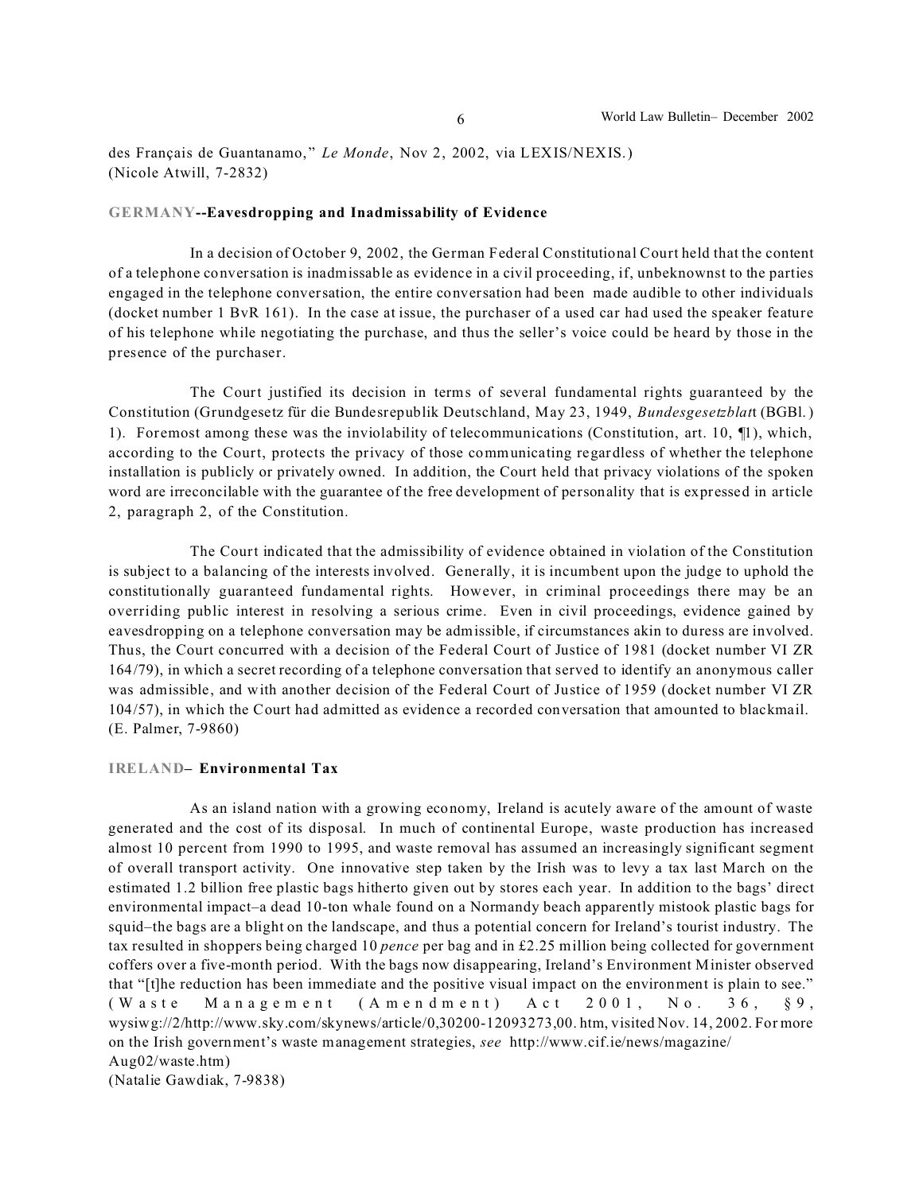des Français de Guantanamo," *Le Monde*, Nov 2, 2002, via LEXIS/NEXIS.)
(Nicole Atwill, 7-2832)

### GERMANY--Eavesdropping and Inadmissability of Evidence

In a decision of October 9, 2002, the German Federal Constitutional Court held that the content of a telephone conversation is inadmissable as evidence in a civil proceeding, if, unbeknownst to the parties engaged in the telephone conversation, the entire conversation had been made audible to other individuals (docket number 1 BvR 161). In the case at issue, the purchaser of a used car had used the speaker feature of his telephone while negotiating the purchase, and thus the seller's voice could be heard by those in the presence of the purchaser.

The Court justified its decision in terms of several fundamental rights guaranteed by the Constitution (Grundgesetz für die Bundesrepublik Deutschland, May 23, 1949, *Bundesgesetzblat*t (BGBl.) 1). Foremost among these was the inviolability of telecommunications (Constitution, art. 10, ¶1), which, according to the Court, protects the privacy of those communicating regardless of whether the telephone installation is publicly or privately owned. In addition, the Court held that privacy violations of the spoken word are irreconcilable with the guarantee of the free development of personality that is expressed in article 2, paragraph 2, of the Constitution.

The Court indicated that the admissibility of evidence obtained in violation of the Constitution is subject to a balancing of the interests involved. Generally, it is incumbent upon the judge to uphold the constitutionally guaranteed fundamental rights. However, in criminal proceedings there may be an overriding public interest in resolving a serious crime. Even in civil proceedings, evidence gained by eavesdropping on a telephone conversation may be admissible, if circumstances akin to duress are involved. Thus, the Court concurred with a decision of the Federal Court of Justice of 1981 (docket number VI ZR 164/79), in which a secret recording of a telephone conversation that served to identify an anonymous caller was admissible, and with another decision of the Federal Court of Justice of 1959 (docket number VI ZR 104/57), in which the Court had admitted as evidence a recorded conversation that amounted to blackmail.
(E. Palmer, 7-9860)

### IRELAND– Environmental Tax

As an island nation with a growing economy, Ireland is acutely aware of the amount of waste generated and the cost of its disposal. In much of continental Europe, waste production has increased almost 10 percent from 1990 to 1995, and waste removal has assumed an increasingly significant segment of overall transport activity. One innovative step taken by the Irish was to levy a tax last March on the estimated 1.2 billion free plastic bags hitherto given out by stores each year. In addition to the bags' direct environmental impact–a dead 10-ton whale found on a Normandy beach apparently mistook plastic bags for squid–the bags are a blight on the landscape, and thus a potential concern for Ireland's tourist industry. The tax resulted in shoppers being charged 10 *pence* per bag and in £2.25 million being collected for government coffers over a five-month period. With the bags now disappearing, Ireland's Environment Minister observed that "[t]he reduction has been immediate and the positive visual impact on the environment is plain to see." (Waste Management (Amendment) Act 2001, No. 36, §9, wysiwg://2/http://www.sky.com/skynews/article/0,30200-12093273,00. htm, visited Nov. 14, 2002. For more on the Irish government's waste management strategies, *see* http://www.cif.ie/news/magazine/Aug02/waste.htm)
(Natalie Gawdiak, 7-9838)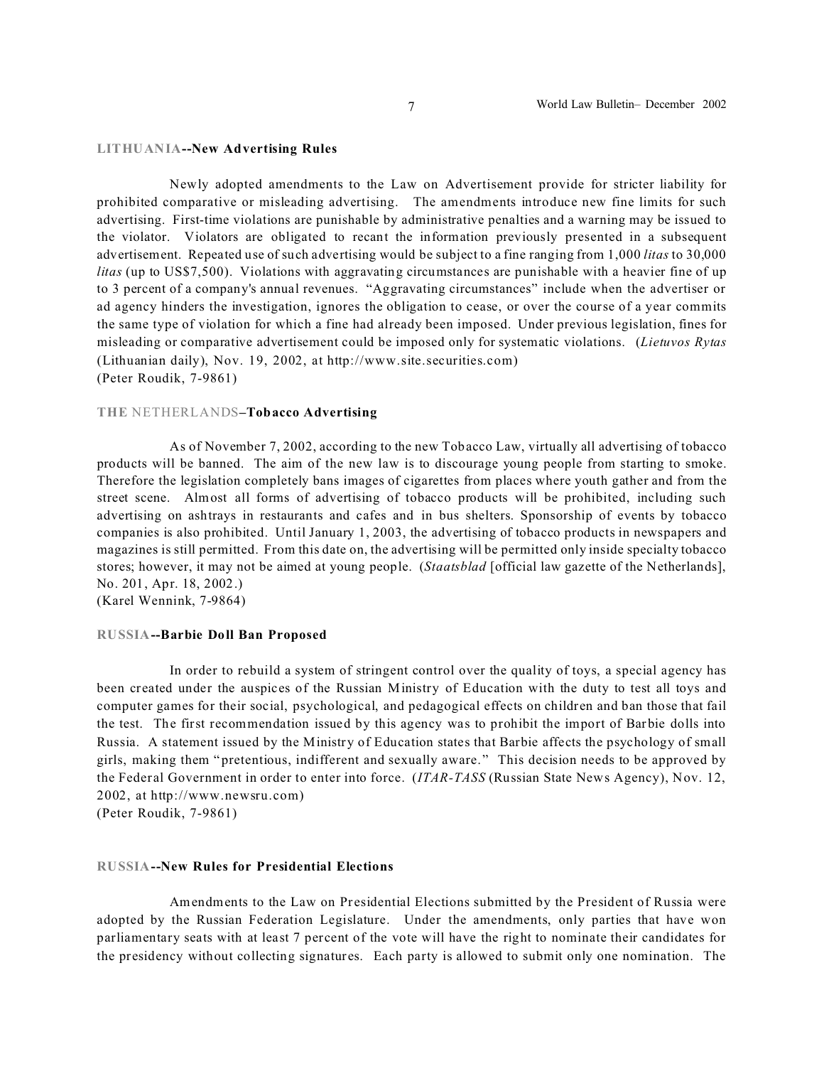### LITHUANIA--New Advertising Rules

Newly adopted amendments to the Law on Advertisement provide for stricter liability for prohibited comparative or misleading advertising. The amendments introduce new fine limits for such advertising. First-time violations are punishable by administrative penalties and a warning may be issued to the violator. Violators are obligated to recant the information previously presented in a subsequent advertisement. Repeated use of such advertising would be subject to a fine ranging from 1,000 *litas* to 30,000 *litas* (up to US$7,500). Violations with aggravating circumstances are punishable with a heavier fine of up to 3 percent of a company's annual revenues. "Aggravating circumstances" include when the advertiser or ad agency hinders the investigation, ignores the obligation to cease, or over the course of a year commits the same type of violation for which a fine had already been imposed. Under previous legislation, fines for misleading or comparative advertisement could be imposed only for systematic violations. (*Lietuvos Rytas* (Lithuanian daily), Nov. 19, 2002, at http://www.site.securities.com)
(Peter Roudik, 7-9861)

### THE NETHERLANDS–Tobacco Advertising

As of November 7, 2002, according to the new Tobacco Law, virtually all advertising of tobacco products will be banned. The aim of the new law is to discourage young people from starting to smoke. Therefore the legislation completely bans images of cigarettes from places where youth gather and from the street scene. Almost all forms of advertising of tobacco products will be prohibited, including such advertising on ashtrays in restaurants and cafes and in bus shelters. Sponsorship of events by tobacco companies is also prohibited. Until January 1, 2003, the advertising of tobacco products in newspapers and magazines is still permitted. From this date on, the advertising will be permitted only inside specialty tobacco stores; however, it may not be aimed at young people. (*Staatsblad* [official law gazette of the Netherlands], No. 201, Apr. 18, 2002.)
(Karel Wennink, 7-9864)

### RUSSIA--Barbie Doll Ban Proposed

In order to rebuild a system of stringent control over the quality of toys, a special agency has been created under the auspices of the Russian Ministry of Education with the duty to test all toys and computer games for their social, psychological, and pedagogical effects on children and ban those that fail the test. The first recommendation issued by this agency was to prohibit the import of Barbie dolls into Russia. A statement issued by the Ministry of Education states that Barbie affects the psychology of small girls, making them "pretentious, indifferent and sexually aware." This decision needs to be approved by the Federal Government in order to enter into force. (*ITAR-TASS* (Russian State News Agency), Nov. 12, 2002, at http://www.newsru.com)
(Peter Roudik, 7-9861)

### RUSSIA--New Rules for Presidential Elections

Amendments to the Law on Presidential Elections submitted by the President of Russia were adopted by the Russian Federation Legislature. Under the amendments, only parties that have won parliamentary seats with at least 7 percent of the vote will have the right to nominate their candidates for the presidency without collecting signatures. Each party is allowed to submit only one nomination. The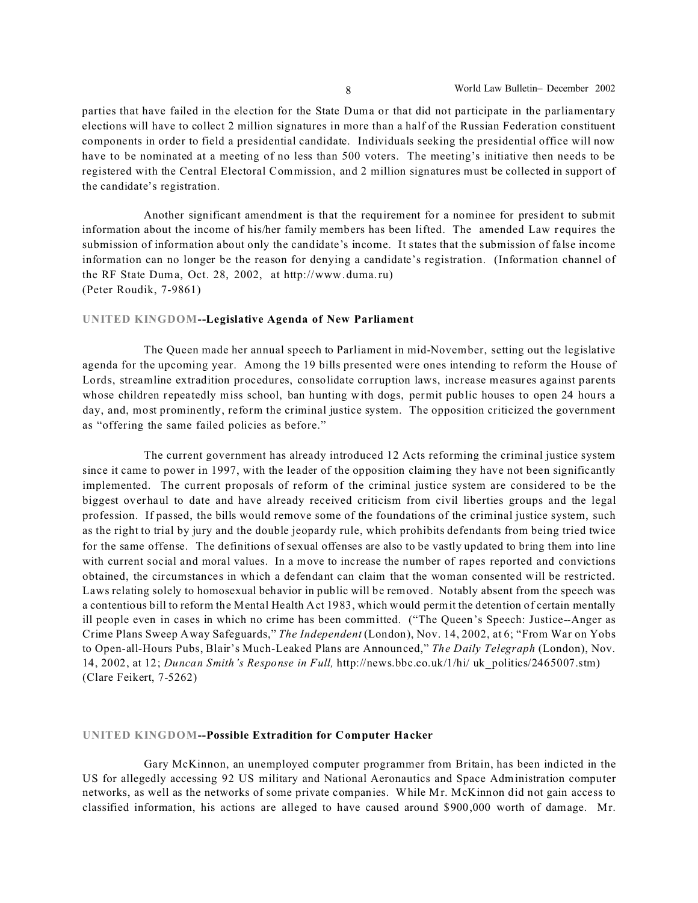parties that have failed in the election for the State Duma or that did not participate in the parliamentary elections will have to collect 2 million signatures in more than a half of the Russian Federation constituent components in order to field a presidential candidate. Individuals seeking the presidential office will now have to be nominated at a meeting of no less than 500 voters. The meeting's initiative then needs to be registered with the Central Electoral Commission, and 2 million signatures must be collected in support of the candidate's registration.

Another significant amendment is that the requirement for a nominee for president to submit information about the income of his/her family members has been lifted. The amended Law requires the submission of information about only the candidate's income. It states that the submission of false income information can no longer be the reason for denying a candidate's registration. (Information channel of the RF State Duma, Oct. 28, 2002, at http://www.duma.ru)
(Peter Roudik, 7-9861)

### UNITED KINGDOM--Legislative Agenda of New Parliament

The Queen made her annual speech to Parliament in mid-November, setting out the legislative agenda for the upcoming year. Among the 19 bills presented were ones intending to reform the House of Lords, streamline extradition procedures, consolidate corruption laws, increase measures against parents whose children repeatedly miss school, ban hunting with dogs, permit public houses to open 24 hours a day, and, most prominently, reform the criminal justice system. The opposition criticized the government as "offering the same failed policies as before."

The current government has already introduced 12 Acts reforming the criminal justice system since it came to power in 1997, with the leader of the opposition claiming they have not been significantly implemented. The current proposals of reform of the criminal justice system are considered to be the biggest overhaul to date and have already received criticism from civil liberties groups and the legal profession. If passed, the bills would remove some of the foundations of the criminal justice system, such as the right to trial by jury and the double jeopardy rule, which prohibits defendants from being tried twice for the same offense. The definitions of sexual offenses are also to be vastly updated to bring them into line with current social and moral values. In a move to increase the number of rapes reported and convictions obtained, the circumstances in which a defendant can claim that the woman consented will be restricted. Laws relating solely to homosexual behavior in public will be removed. Notably absent from the speech was a contentious bill to reform the Mental Health Act 1983, which would permit the detention of certain mentally ill people even in cases in which no crime has been committed. ("The Queen's Speech: Justice--Anger as Crime Plans Sweep Away Safeguards," *The Independent* (London), Nov. 14, 2002, at 6; "From War on Yobs to Open-all-Hours Pubs, Blair's Much-Leaked Plans are Announced," *The Daily Telegraph* (London), Nov. 14, 2002, at 12; *Duncan Smith's Response in Full,* http://news.bbc.co.uk/1/hi/ uk_politics/2465007.stm)
(Clare Feikert, 7-5262)

### UNITED KINGDOM--Possible Extradition for Computer Hacker

Gary McKinnon, an unemployed computer programmer from Britain, has been indicted in the US for allegedly accessing 92 US military and National Aeronautics and Space Administration computer networks, as well as the networks of some private companies. While Mr. McKinnon did not gain access to classified information, his actions are alleged to have caused around $900,000 worth of damage. Mr.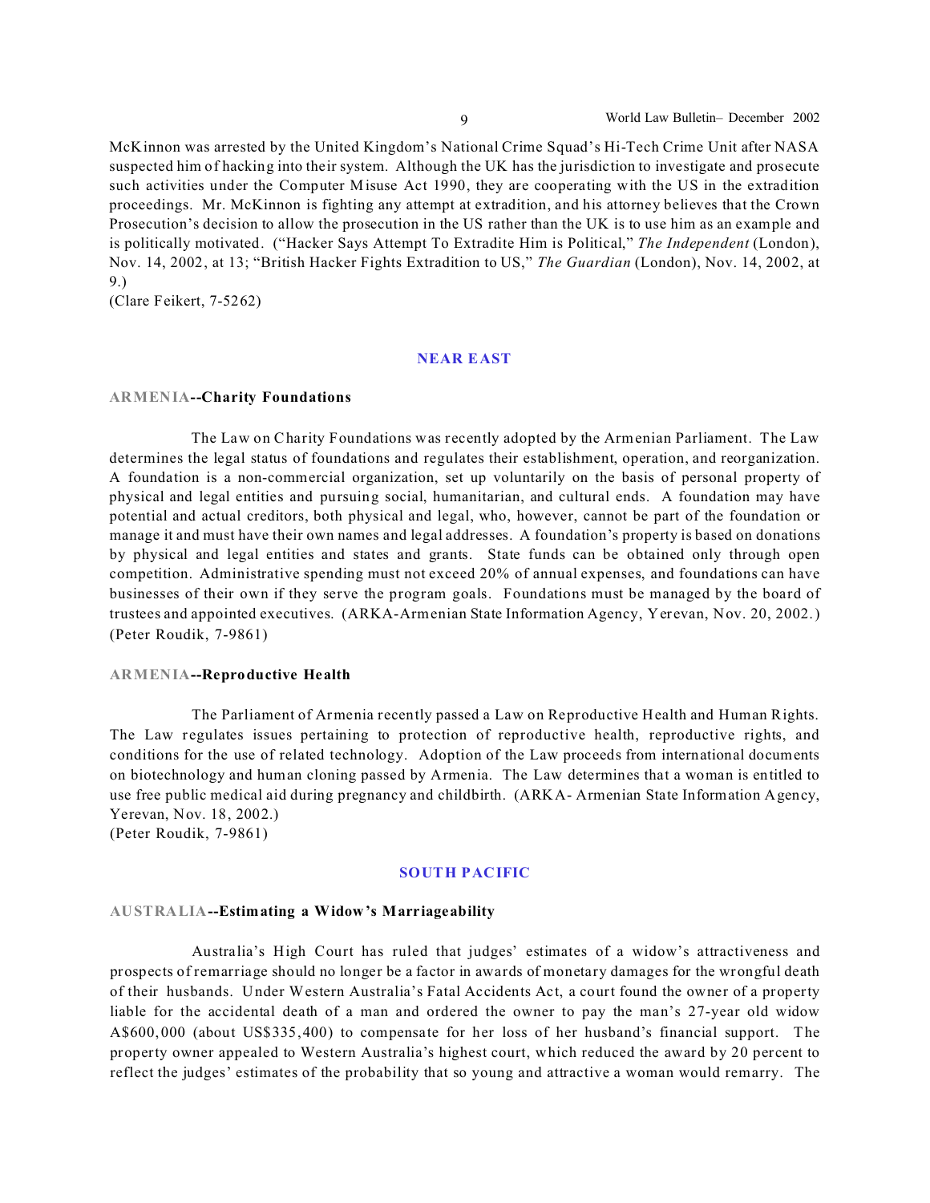McKinnon was arrested by the United Kingdom's National Crime Squad's Hi-Tech Crime Unit after NASA suspected him of hacking into their system. Although the UK has the jurisdiction to investigate and prosecute such activities under the Computer Misuse Act 1990, they are cooperating with the US in the extradition proceedings. Mr. McKinnon is fighting any attempt at extradition, and his attorney believes that the Crown Prosecution's decision to allow the prosecution in the US rather than the UK is to use him as an example and is politically motivated. ("Hacker Says Attempt To Extradite Him is Political," *The Independent* (London), Nov. 14, 2002, at 13; "British Hacker Fights Extradition to US," *The Guardian* (London), Nov. 14, 2002, at 9.)
(Clare Feikert, 7-5262)

## NEAR EAST

**ARMENIA--Charity Foundations**

The Law on Charity Foundations was recently adopted by the Armenian Parliament. The Law determines the legal status of foundations and regulates their establishment, operation, and reorganization. A foundation is a non-commercial organization, set up voluntarily on the basis of personal property of physical and legal entities and pursuing social, humanitarian, and cultural ends. A foundation may have potential and actual creditors, both physical and legal, who, however, cannot be part of the foundation or manage it and must have their own names and legal addresses. A foundation's property is based on donations by physical and legal entities and states and grants. State funds can be obtained only through open competition. Administrative spending must not exceed 20% of annual expenses, and foundations can have businesses of their own if they serve the program goals. Foundations must be managed by the board of trustees and appointed executives. (ARKA-Armenian State Information Agency, Yerevan, Nov. 20, 2002.)
(Peter Roudik, 7-9861)

**ARMENIA--Reproductive Health**

The Parliament of Armenia recently passed a Law on Reproductive Health and Human Rights. The Law regulates issues pertaining to protection of reproductive health, reproductive rights, and conditions for the use of related technology. Adoption of the Law proceeds from international documents on biotechnology and human cloning passed by Armenia. The Law determines that a woman is entitled to use free public medical aid during pregnancy and childbirth. (ARKA- Armenian State Information Agency, Yerevan, Nov. 18, 2002.)
(Peter Roudik, 7-9861)

## SOUTH PACIFIC

**AUSTRALIA--Estimating a Widow's Marriageability**

Australia's High Court has ruled that judges' estimates of a widow's attractiveness and prospects of remarriage should no longer be a factor in awards of monetary damages for the wrongful death of their husbands. Under Western Australia's Fatal Accidents Act, a court found the owner of a property liable for the accidental death of a man and ordered the owner to pay the man's 27-year old widow A$600,000 (about US$335,400) to compensate for her loss of her husband's financial support. The property owner appealed to Western Australia's highest court, which reduced the award by 20 percent to reflect the judges' estimates of the probability that so young and attractive a woman would remarry. The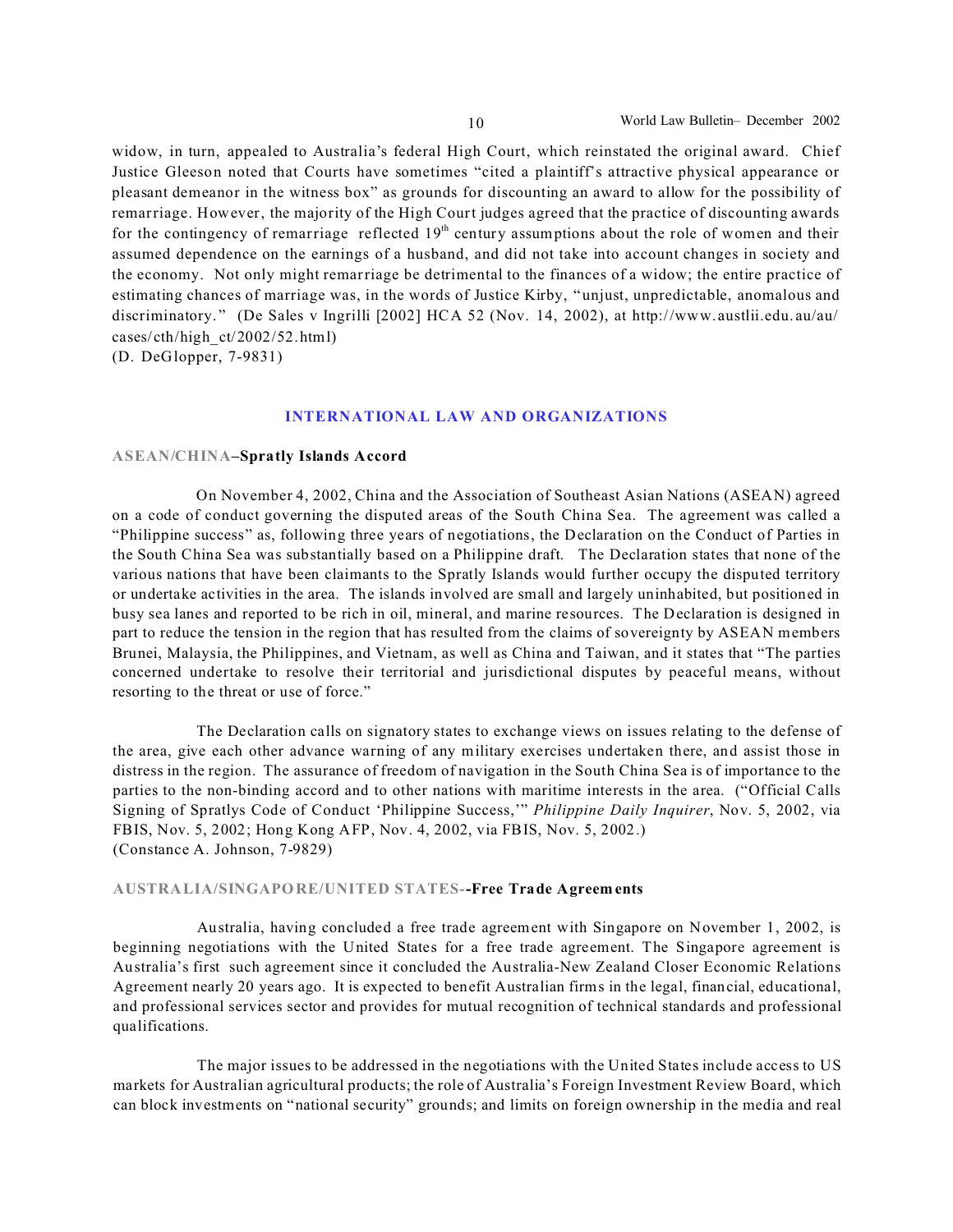widow, in turn, appealed to Australia's federal High Court, which reinstated the original award. Chief Justice Gleeson noted that Courts have sometimes "cited a plaintiff's attractive physical appearance or pleasant demeanor in the witness box" as grounds for discounting an award to allow for the possibility of remarriage. However, the majority of the High Court judges agreed that the practice of discounting awards for the contingency of remarriage reflected 19th century assumptions about the role of women and their assumed dependence on the earnings of a husband, and did not take into account changes in society and the economy. Not only might remarriage be detrimental to the finances of a widow; the entire practice of estimating chances of marriage was, in the words of Justice Kirby, "unjust, unpredictable, anomalous and discriminatory." (De Sales v Ingrilli [2002] HCA 52 (Nov. 14, 2002), at http://www.austlii.edu.au/au/cases/cth/high_ct/2002/52.html)
(D. DeGlopper, 7-9831)

## INTERNATIONAL LAW AND ORGANIZATIONS

### ASEAN/CHINA–**Spratly Islands Accord**

On November 4, 2002, China and the Association of Southeast Asian Nations (ASEAN) agreed on a code of conduct governing the disputed areas of the South China Sea. The agreement was called a "Philippine success" as, following three years of negotiations, the Declaration on the Conduct of Parties in the South China Sea was substantially based on a Philippine draft. The Declaration states that none of the various nations that have been claimants to the Spratly Islands would further occupy the disputed territory or undertake activities in the area. The islands involved are small and largely uninhabited, but positioned in busy sea lanes and reported to be rich in oil, mineral, and marine resources. The Declaration is designed in part to reduce the tension in the region that has resulted from the claims of sovereignty by ASEAN members Brunei, Malaysia, the Philippines, and Vietnam, as well as China and Taiwan, and it states that "The parties concerned undertake to resolve their territorial and jurisdictional disputes by peaceful means, without resorting to the threat or use of force."

The Declaration calls on signatory states to exchange views on issues relating to the defense of the area, give each other advance warning of any military exercises undertaken there, and assist those in distress in the region. The assurance of freedom of navigation in the South China Sea is of importance to the parties to the non-binding accord and to other nations with maritime interests in the area. ("Official Calls Signing of Spratlys Code of Conduct 'Philippine Success,'" *Philippine Daily Inquirer*, Nov. 5, 2002, via FBIS, Nov. 5, 2002; Hong Kong AFP, Nov. 4, 2002, via FBIS, Nov. 5, 2002.)
(Constance A. Johnson, 7-9829)

### AUSTRALIA/SINGAPORE/UNITED STATES--**Free Trade Agreements**

Australia, having concluded a free trade agreement with Singapore on November 1, 2002, is beginning negotiations with the United States for a free trade agreement. The Singapore agreement is Australia's first such agreement since it concluded the Australia-New Zealand Closer Economic Relations Agreement nearly 20 years ago. It is expected to benefit Australian firms in the legal, financial, educational, and professional services sector and provides for mutual recognition of technical standards and professional qualifications.

The major issues to be addressed in the negotiations with the United States include access to US markets for Australian agricultural products; the role of Australia's Foreign Investment Review Board, which can block investments on "national security" grounds; and limits on foreign ownership in the media and real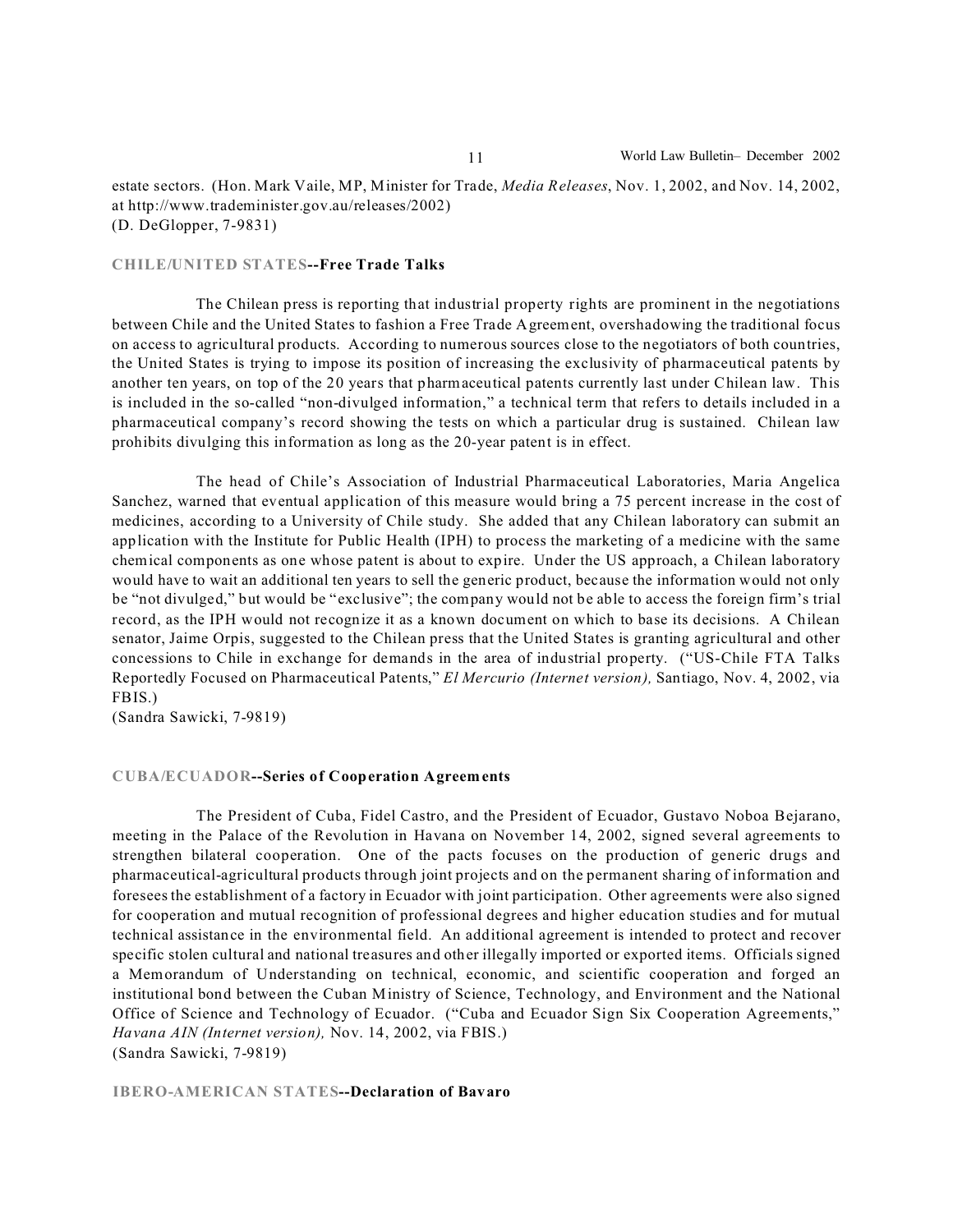estate sectors. (Hon. Mark Vaile, MP, Minister for Trade, *Media Releases*, Nov. 1, 2002, and Nov. 14, 2002, at http://www.trademinister.gov.au/releases/2002)
(D. DeGlopper, 7-9831)

**CHILE/UNITED STATES--Free Trade Talks**

The Chilean press is reporting that industrial property rights are prominent in the negotiations between Chile and the United States to fashion a Free Trade Agreement, overshadowing the traditional focus on access to agricultural products. According to numerous sources close to the negotiators of both countries, the United States is trying to impose its position of increasing the exclusivity of pharmaceutical patents by another ten years, on top of the 20 years that pharmaceutical patents currently last under Chilean law. This is included in the so-called "non-divulged information," a technical term that refers to details included in a pharmaceutical company's record showing the tests on which a particular drug is sustained. Chilean law prohibits divulging this information as long as the 20-year patent is in effect.

The head of Chile's Association of Industrial Pharmaceutical Laboratories, Maria Angelica Sanchez, warned that eventual application of this measure would bring a 75 percent increase in the cost of medicines, according to a University of Chile study. She added that any Chilean laboratory can submit an application with the Institute for Public Health (IPH) to process the marketing of a medicine with the same chemical components as one whose patent is about to expire. Under the US approach, a Chilean laboratory would have to wait an additional ten years to sell the generic product, because the information would not only be "not divulged," but would be "exclusive"; the company would not be able to access the foreign firm's trial record, as the IPH would not recognize it as a known document on which to base its decisions. A Chilean senator, Jaime Orpis, suggested to the Chilean press that the United States is granting agricultural and other concessions to Chile in exchange for demands in the area of industrial property. ("US-Chile FTA Talks Reportedly Focused on Pharmaceutical Patents," *El Mercurio (Internet version),* Santiago, Nov. 4, 2002, via FBIS.)
(Sandra Sawicki, 7-9819)

**CUBA/ECUADOR--Series of Cooperation Agreements**

The President of Cuba, Fidel Castro, and the President of Ecuador, Gustavo Noboa Bejarano, meeting in the Palace of the Revolution in Havana on November 14, 2002, signed several agreements to strengthen bilateral cooperation. One of the pacts focuses on the production of generic drugs and pharmaceutical-agricultural products through joint projects and on the permanent sharing of information and foresees the establishment of a factory in Ecuador with joint participation. Other agreements were also signed for cooperation and mutual recognition of professional degrees and higher education studies and for mutual technical assistance in the environmental field. An additional agreement is intended to protect and recover specific stolen cultural and national treasures and other illegally imported or exported items. Officials signed a Memorandum of Understanding on technical, economic, and scientific cooperation and forged an institutional bond between the Cuban Ministry of Science, Technology, and Environment and the National Office of Science and Technology of Ecuador. ("Cuba and Ecuador Sign Six Cooperation Agreements," *Havana AIN (Internet version),* Nov. 14, 2002, via FBIS.)
(Sandra Sawicki, 7-9819)

**IBERO-AMERICAN STATES--Declaration of Bavaro**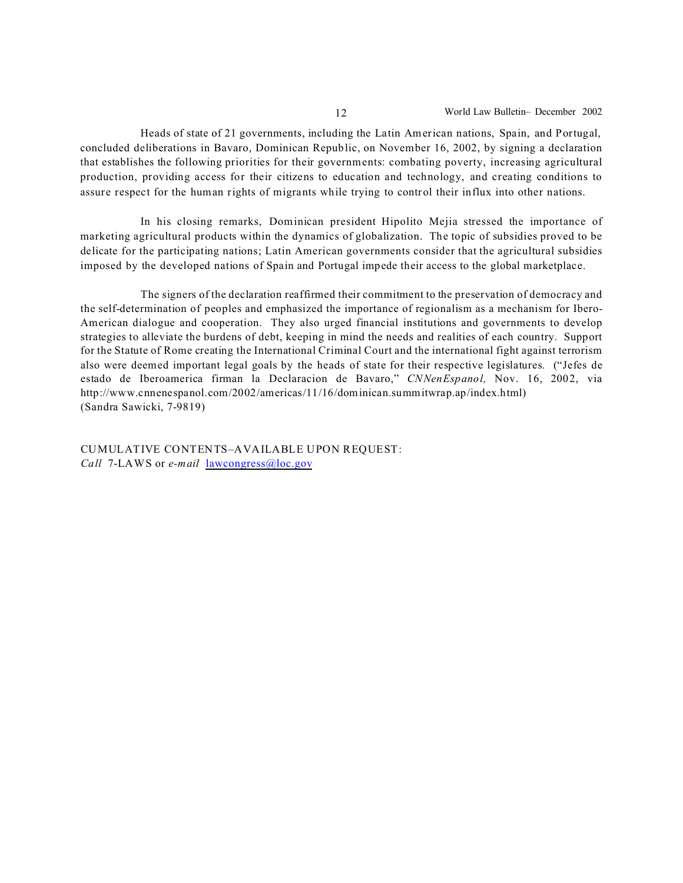Heads of state of 21 governments, including the Latin American nations, Spain, and Portugal, concluded deliberations in Bavaro, Dominican Republic, on November 16, 2002, by signing a declaration that establishes the following priorities for their governments: combating poverty, increasing agricultural production, providing access for their citizens to education and technology, and creating conditions to assure respect for the human rights of migrants while trying to control their influx into other nations.

In his closing remarks, Dominican president Hipolito Mejia stressed the importance of marketing agricultural products within the dynamics of globalization. The topic of subsidies proved to be delicate for the participating nations; Latin American governments consider that the agricultural subsidies imposed by the developed nations of Spain and Portugal impede their access to the global marketplace.

The signers of the declaration reaffirmed their commitment to the preservation of democracy and the self-determination of peoples and emphasized the importance of regionalism as a mechanism for Ibero-American dialogue and cooperation. They also urged financial institutions and governments to develop strategies to alleviate the burdens of debt, keeping in mind the needs and realities of each country. Support for the Statute of Rome creating the International Criminal Court and the international fight against terrorism also were deemed important legal goals by the heads of state for their respective legislatures. ("Jefes de estado de Iberoamerica firman la Declaracion de Bavaro," *CNNenEspanol,* Nov. 16, 2002, via http://www.cnnenespanol.com/2002/americas/11/16/dominican.summitwrap.ap/index.html)
(Sandra Sawicki, 7-9819)

CUMULATIVE CONTENTS–AVAILABLE UPON REQUEST:
*Call* 7-LAWS or *e-mail* lawcongress@loc.gov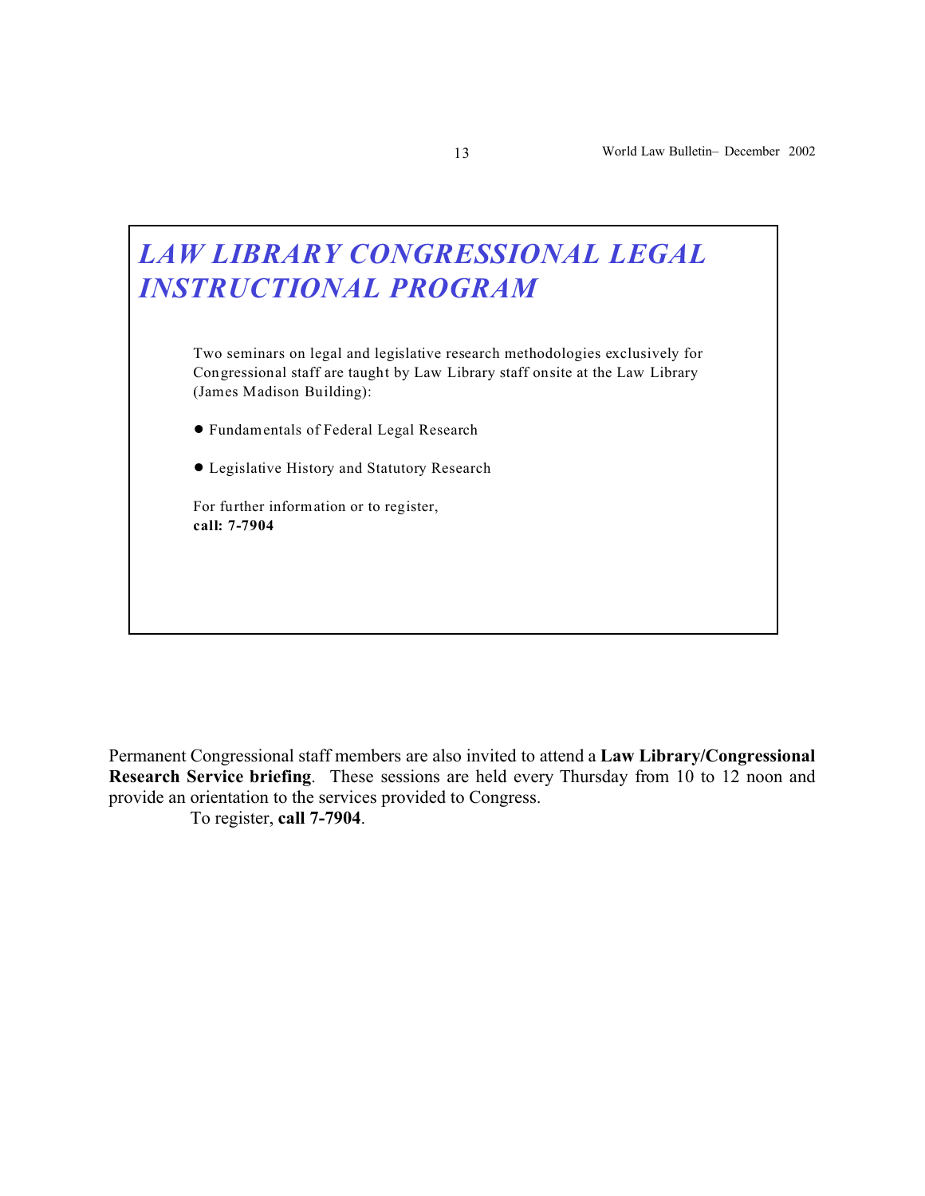# *LAW LIBRARY CONGRESSIONAL LEGAL INSTRUCTIONAL PROGRAM*

Two seminars on legal and legislative research methodologies exclusively for Congressional staff are taught by Law Library staff onsite at the Law Library (James Madison Building):

- Fundamentals of Federal Legal Research
- Legislative History and Statutory Research

For further information or to register,
**call: 7-7904**

Permanent Congressional staff members are also invited to attend a **Law Library/Congressional Research Service briefing**. These sessions are held every Thursday from 10 to 12 noon and provide an orientation to the services provided to Congress.

To register, **call 7-7904**.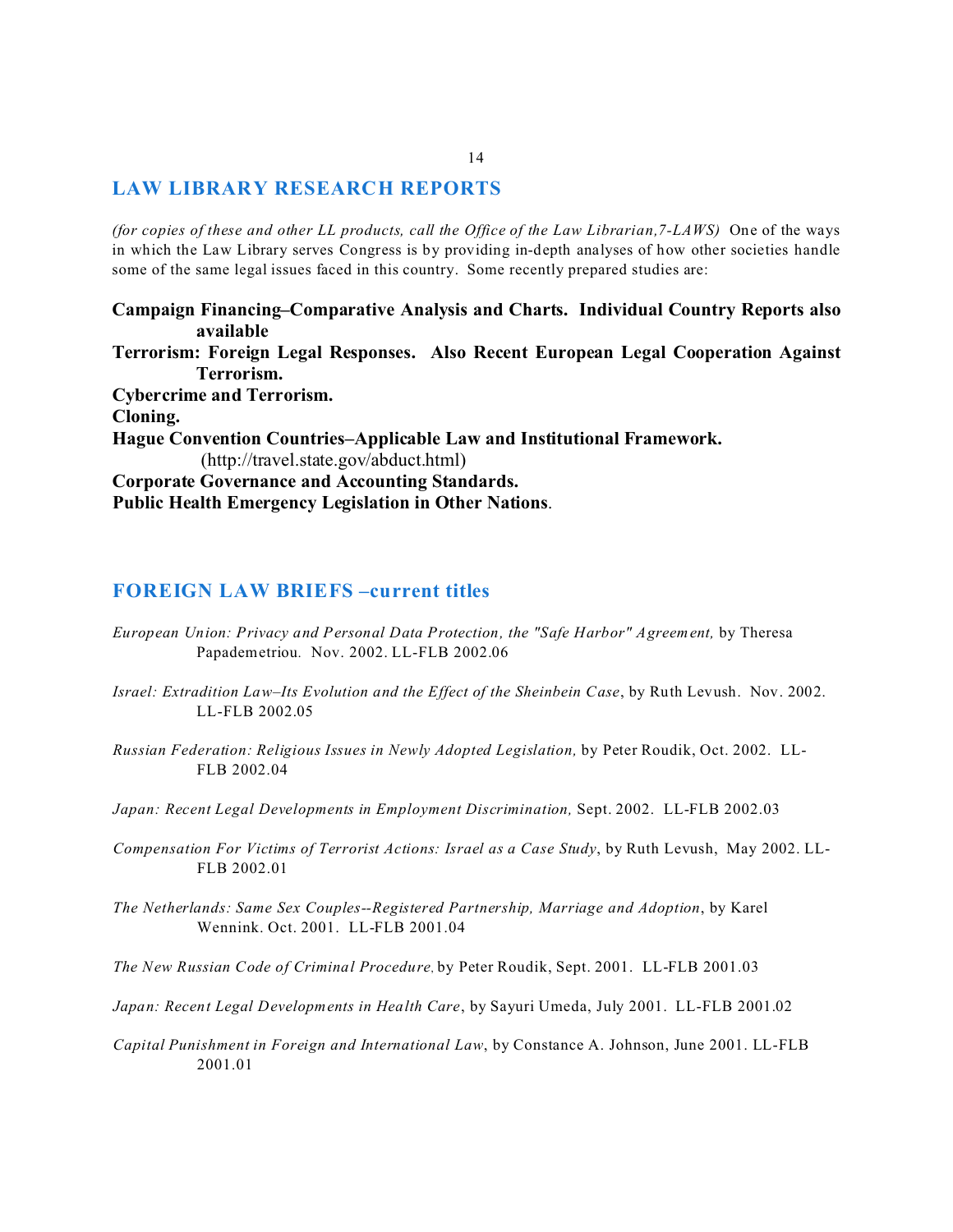## LAW LIBRARY RESEARCH REPORTS

*(for copies of these and other LL products, call the Office of the Law Librarian,7-LAWS)* One of the ways in which the Law Library serves Congress is by providing in-depth analyses of how other societies handle some of the same legal issues faced in this country. Some recently prepared studies are:

**Campaign Financing–Comparative Analysis and Charts. Individual Country Reports also available**
**Terrorism: Foreign Legal Responses. Also Recent European Legal Cooperation Against Terrorism.**
**Cybercrime and Terrorism.**
**Cloning.**
**Hague Convention Countries–Applicable Law and Institutional Framework.**
(http://travel.state.gov/abduct.html)
**Corporate Governance and Accounting Standards.**
**Public Health Emergency Legislation in Other Nations**.

## FOREIGN LAW BRIEFS –current titles

*European Union: Privacy and Personal Data Protection, the "Safe Harbor" Agreement,* by Theresa Papademetriou. Nov. 2002. LL-FLB 2002.06

*Israel: Extradition Law–Its Evolution and the Effect of the Sheinbein Case*, by Ruth Levush. Nov. 2002. LL-FLB 2002.05

*Russian Federation: Religious Issues in Newly Adopted Legislation,* by Peter Roudik, Oct. 2002. LL-FLB 2002.04

*Japan: Recent Legal Developments in Employment Discrimination,* Sept. 2002. LL-FLB 2002.03

*Compensation For Victims of Terrorist Actions: Israel as a Case Study*, by Ruth Levush, May 2002. LL-FLB 2002.01

*The Netherlands: Same Sex Couples--Registered Partnership, Marriage and Adoption*, by Karel Wennink. Oct. 2001. LL-FLB 2001.04

*The New Russian Code of Criminal Procedure,* by Peter Roudik, Sept. 2001. LL-FLB 2001.03

*Japan: Recent Legal Developments in Health Care*, by Sayuri Umeda, July 2001. LL-FLB 2001.02

*Capital Punishment in Foreign and International Law*, by Constance A. Johnson, June 2001. LL-FLB 2001.01